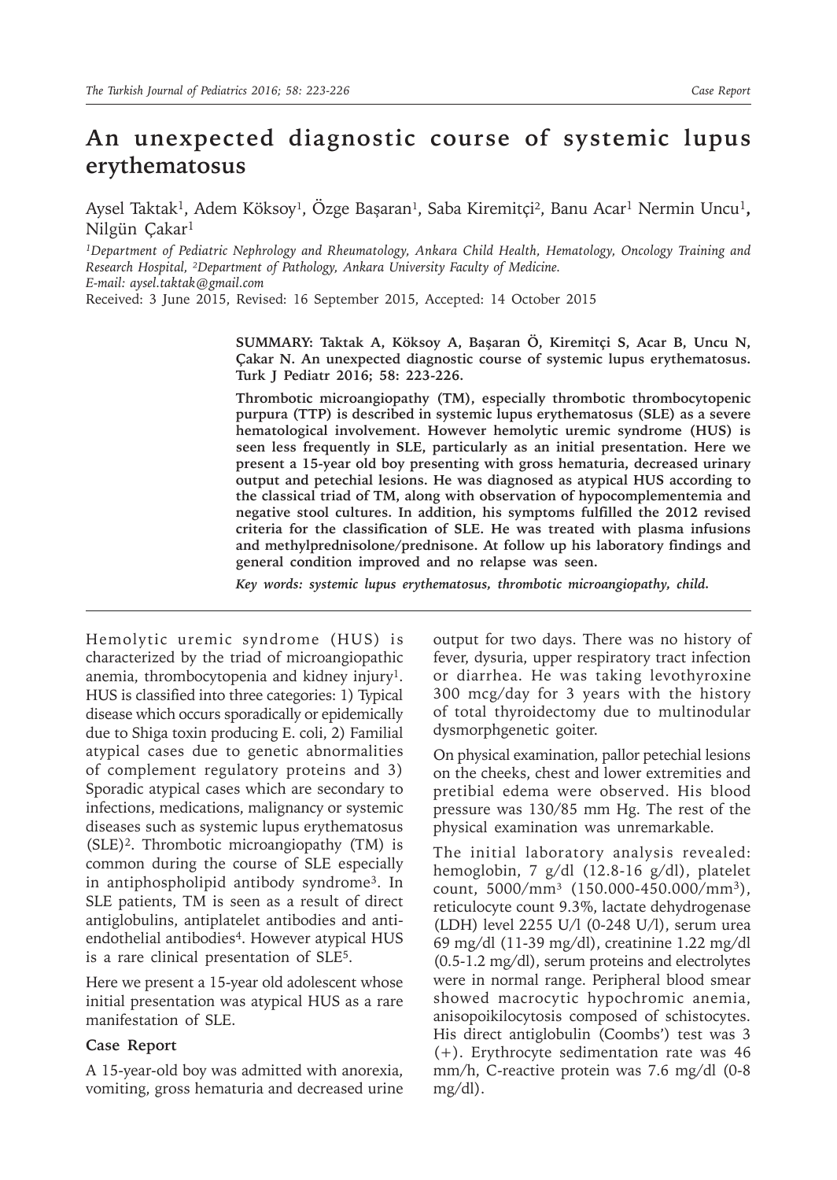# An unexpected diagnostic course of systemic lupus erythematosus

Aysel Taktak[1], Adem Köksoy[1], Özge Başaran[1], Saba Kiremitçi[2], Banu Acar[1] Nermin Uncu[1], Nilgün Çakar[1]

*[1]Department of Pediatric Nephrology and Rheumatology, Ankara Child Health, Hematology, Oncology Training and Research Hospital, [2]Department of Pathology, Ankara University Faculty of Medicine.*
*E-mail: aysel.taktak@gmail.com*

Received: 3 June 2015, Revised: 16 September 2015, Accepted: 14 October 2015

**SUMMARY: Taktak A, Köksoy A, Başaran Ö, Kiremitçi S, Acar B, Uncu N, Çakar N. An unexpected diagnostic course of systemic lupus erythematosus. Turk J Pediatr 2016; 58: 223-226.**

**Thrombotic microangiopathy (TM), especially thrombotic thrombocytopenic purpura (TTP) is described in systemic lupus erythematosus (SLE) as a severe hematological involvement. However hemolytic uremic syndrome (HUS) is seen less frequently in SLE, particularly as an initial presentation. Here we present a 15-year old boy presenting with gross hematuria, decreased urinary output and petechial lesions. He was diagnosed as atypical HUS according to the classical triad of TM, along with observation of hypocomplementemia and negative stool cultures. In addition, his symptoms fulfilled the 2012 revised criteria for the classification of SLE. He was treated with plasma infusions and methylprednisolone/prednisone. At follow up his laboratory findings and general condition improved and no relapse was seen.**

***Key words: systemic lupus erythematosus, thrombotic microangiopathy, child.***

Hemolytic uremic syndrome (HUS) is characterized by the triad of microangiopathic anemia, thrombocytopenia and kidney injury[1]. HUS is classified into three categories: 1) Typical disease which occurs sporadically or epidemically due to Shiga toxin producing E. coli, 2) Familial atypical cases due to genetic abnormalities of complement regulatory proteins and 3) Sporadic atypical cases which are secondary to infections, medications, malignancy or systemic diseases such as systemic lupus erythematosus (SLE)[2]. Thrombotic microangiopathy (TM) is common during the course of SLE especially in antiphospholipid antibody syndrome[3]. In SLE patients, TM is seen as a result of direct antiglobulins, antiplatelet antibodies and anti-endothelial antibodies[4]. However atypical HUS is a rare clinical presentation of SLE[5].

Here we present a 15-year old adolescent whose initial presentation was atypical HUS as a rare manifestation of SLE.

## Case Report

A 15-year-old boy was admitted with anorexia, vomiting, gross hematuria and decreased urine output for two days. There was no history of fever, dysuria, upper respiratory tract infection or diarrhea. He was taking levothyroxine 300 mcg/day for 3 years with the history of total thyroidectomy due to multinodular dysmorphgenetic goiter.

On physical examination, pallor petechial lesions on the cheeks, chest and lower extremities and pretibial edema were observed. His blood pressure was 130/85 mm Hg. The rest of the physical examination was unremarkable.

The initial laboratory analysis revealed: hemoglobin, 7 g/dl (12.8-16 g/dl), platelet count, 5000/mm$^3$ (150.000-450.000/mm$^3$), reticulocyte count 9.3%, lactate dehydrogenase (LDH) level 2255 U/l (0-248 U/l), serum urea 69 mg/dl (11-39 mg/dl), creatinine 1.22 mg/dl (0.5-1.2 mg/dl), serum proteins and electrolytes were in normal range. Peripheral blood smear showed macrocytic hypochromic anemia, anisopoikilocytosis composed of schistocytes. His direct antiglobulin (Coombs') test was 3 (+). Erythrocyte sedimentation rate was 46 mm/h, C-reactive protein was 7.6 mg/dl (0-8 mg/dl).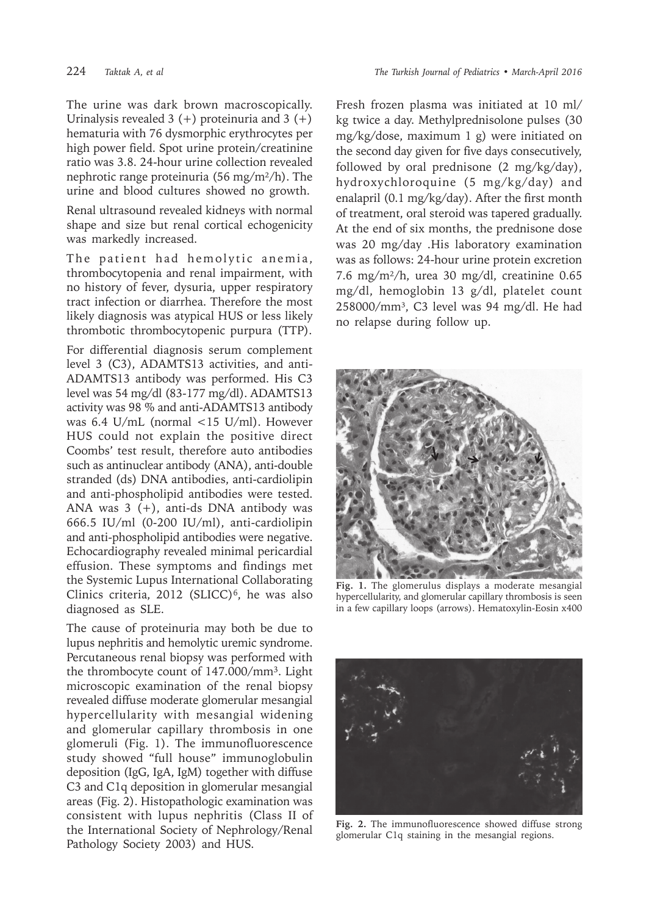The urine was dark brown macroscopically. Urinalysis revealed 3 (+) proteinuria and 3 (+) hematuria with 76 dysmorphic erythrocytes per high power field. Spot urine protein/creatinine ratio was 3.8. 24-hour urine collection revealed nephrotic range proteinuria (56 mg/m$^2$/h). The urine and blood cultures showed no growth.

Renal ultrasound revealed kidneys with normal shape and size but renal cortical echogenicity was markedly increased.

The patient had hemolytic anemia, thrombocytopenia and renal impairment, with no history of fever, dysuria, upper respiratory tract infection or diarrhea. Therefore the most likely diagnosis was atypical HUS or less likely thrombotic thrombocytopenic purpura (TTP).

For differential diagnosis serum complement level 3 (C3), ADAMTS13 activities, and anti-ADAMTS13 antibody was performed. His C3 level was 54 mg/dl (83-177 mg/dl). ADAMTS13 activity was 98 % and anti-ADAMTS13 antibody was 6.4 U/mL (normal <15 U/ml). However HUS could not explain the positive direct Coombs' test result, therefore auto antibodies such as antinuclear antibody (ANA), anti-double stranded (ds) DNA antibodies, anti-cardiolipin and anti-phospholipid antibodies were tested. ANA was 3 (+), anti-ds DNA antibody was 666.5 IU/ml (0-200 IU/ml), anti-cardiolipin and anti-phospholipid antibodies were negative. Echocardiography revealed minimal pericardial effusion. These symptoms and findings met the Systemic Lupus International Collaborating Clinics criteria, 2012 (SLICC)[6], he was also diagnosed as SLE.

The cause of proteinuria may both be due to lupus nephritis and hemolytic uremic syndrome. Percutaneous renal biopsy was performed with the thrombocyte count of 147.000/mm$^3$. Light microscopic examination of the renal biopsy revealed diffuse moderate glomerular mesangial hypercellularity with mesangial widening and glomerular capillary thrombosis in one glomeruli (Fig. 1). The immunofluorescence study showed "full house" immunoglobulin deposition (IgG, IgA, IgM) together with diffuse C3 and C1q deposition in glomerular mesangial areas (Fig. 2). Histopathologic examination was consistent with lupus nephritis (Class II of the International Society of Nephrology/Renal Pathology Society 2003) and HUS.

Fresh frozen plasma was initiated at 10 ml/kg twice a day. Methylprednisolone pulses (30 mg/kg/dose, maximum 1 g) were initiated on the second day given for five days consecutively, followed by oral prednisone (2 mg/kg/day), hydroxychloroquine (5 mg/kg/day) and enalapril (0.1 mg/kg/day). After the first month of treatment, oral steroid was tapered gradually. At the end of six months, the prednisone dose was 20 mg/day .His laboratory examination was as follows: 24-hour urine protein excretion 7.6 mg/m$^2$/h, urea 30 mg/dl, creatinine 0.65 mg/dl, hemoglobin 13 g/dl, platelet count 258000/mm$^3$, C3 level was 94 mg/dl. He had no relapse during follow up.

**Fig. 1.** The glomerulus displays a moderate mesangial hypercellularity, and glomerular capillary thrombosis is seen in a few capillary loops (arrows). Hematoxylin-Eosin x400

**Fig. 2.** The immunofluorescence showed diffuse strong glomerular C1q staining in the mesangial regions.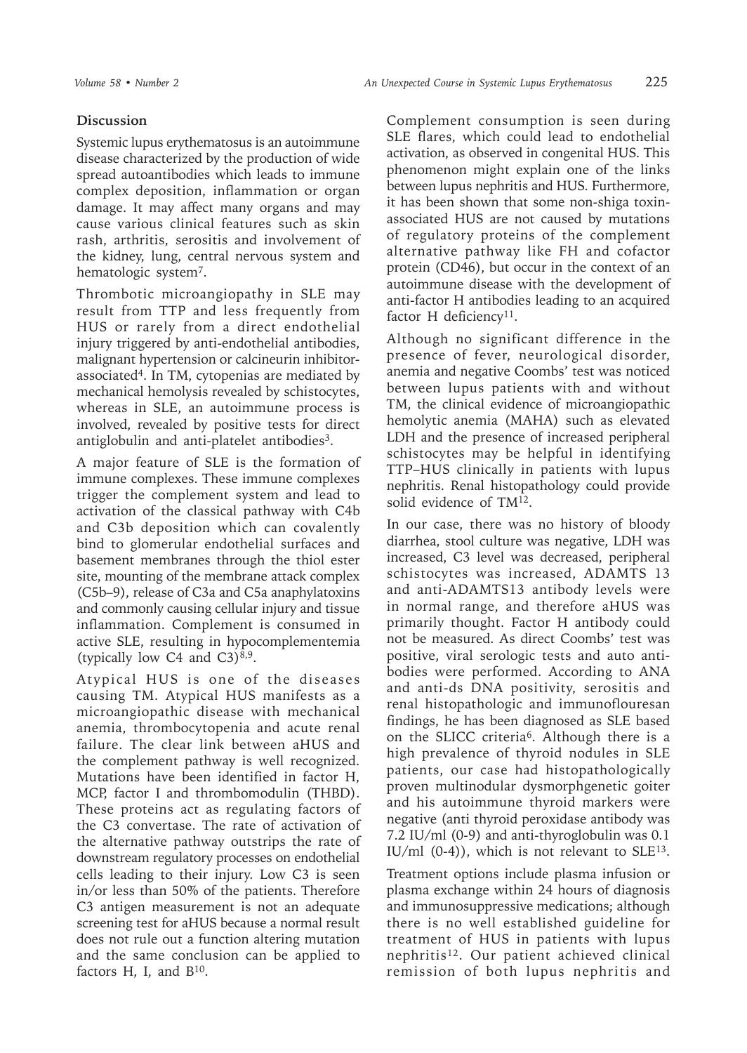## Discussion

Systemic lupus erythematosus is an autoimmune disease characterized by the production of wide spread autoantibodies which leads to immune complex deposition, inflammation or organ damage. It may affect many organs and may cause various clinical features such as skin rash, arthritis, serositis and involvement of the kidney, lung, central nervous system and hematologic system[7].

Thrombotic microangiopathy in SLE may result from TTP and less frequently from HUS or rarely from a direct endothelial injury triggered by anti-endothelial antibodies, malignant hypertension or calcineurin inhibitor-associated[4]. In TM, cytopenias are mediated by mechanical hemolysis revealed by schistocytes, whereas in SLE, an autoimmune process is involved, revealed by positive tests for direct antiglobulin and anti-platelet antibodies[3].

A major feature of SLE is the formation of immune complexes. These immune complexes trigger the complement system and lead to activation of the classical pathway with C4b and C3b deposition which can covalently bind to glomerular endothelial surfaces and basement membranes through the thiol ester site, mounting of the membrane attack complex (C5b–9), release of C3a and C5a anaphylatoxins and commonly causing cellular injury and tissue inflammation. Complement is consumed in active SLE, resulting in hypocomplemententemia (typically low C4 and C3)[8,9].

Atypical HUS is one of the diseases causing TM. Atypical HUS manifests as a microangiopathic disease with mechanical anemia, thrombocytopenia and acute renal failure. The clear link between aHUS and the complement pathway is well recognized. Mutations have been identified in factor H, MCP, factor I and thrombomodulin (THBD). These proteins act as regulating factors of the C3 convertase. The rate of activation of the alternative pathway outstrips the rate of downstream regulatory processes on endothelial cells leading to their injury. Low C3 is seen in/or less than 50% of the patients. Therefore C3 antigen measurement is not an adequate screening test for aHUS because a normal result does not rule out a function altering mutation and the same conclusion can be applied to factors H, I, and B[10].

Complement consumption is seen during SLE flares, which could lead to endothelial activation, as observed in congenital HUS. This phenomenon might explain one of the links between lupus nephritis and HUS. Furthermore, it has been shown that some non-shiga toxin-associated HUS are not caused by mutations of regulatory proteins of the complement alternative pathway like FH and cofactor protein (CD46), but occur in the context of an autoimmune disease with the development of anti-factor H antibodies leading to an acquired factor H deficiency[11].

Although no significant difference in the presence of fever, neurological disorder, anemia and negative Coombs' test was noticed between lupus patients with and without TM, the clinical evidence of microangiopathic hemolytic anemia (MAHA) such as elevated LDH and the presence of increased peripheral schistocytes may be helpful in identifying TTP–HUS clinically in patients with lupus nephritis. Renal histopathology could provide solid evidence of TM[12].

In our case, there was no history of bloody diarrhea, stool culture was negative, LDH was increased, C3 level was decreased, peripheral schistocytes was increased, ADAMTS 13 and anti-ADAMTS13 antibody levels were in normal range, and therefore aHUS was primarily thought. Factor H antibody could not be measured. As direct Coombs' test was positive, viral serologic tests and auto anti-bodies were performed. According to ANA and anti-ds DNA positivity, serositis and renal histopathologic and immunoflouresan findings, he has been diagnosed as SLE based on the SLICC criteria[6]. Although there is a high prevalence of thyroid nodules in SLE patients, our case had histopathologically proven multinodular dysmorphgenetic goiter and his autoimmune thyroid markers were negative (anti thyroid peroxidase antibody was 7.2 IU/ml (0-9) and anti-thyroglobulin was 0.1 IU/ml (0-4)), which is not relevant to SLE[13].

Treatment options include plasma infusion or plasma exchange within 24 hours of diagnosis and immunosuppressive medications; although there is no well established guideline for treatment of HUS in patients with lupus nephritis[12]. Our patient achieved clinical remission of both lupus nephritis and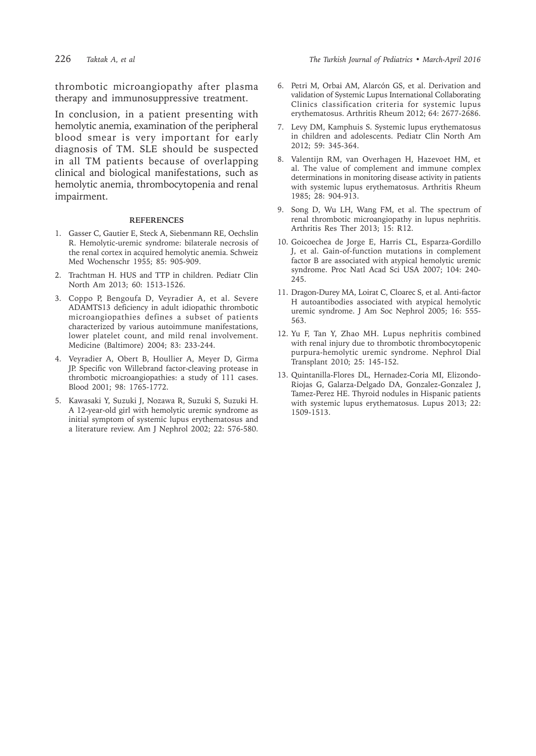thrombotic microangiopathy after plasma therapy and immunosuppressive treatment.

In conclusion, in a patient presenting with hemolytic anemia, examination of the peripheral blood smear is very important for early diagnosis of TM. SLE should be suspected in all TM patients because of overlapping clinical and biological manifestations, such as hemolytic anemia, thrombocytopenia and renal impairment.

## REFERENCES

1. Gasser C, Gautier E, Steck A, Siebenmann RE, Oechslin R. Hemolytic-uremic syndrome: bilaterale necrosis of the renal cortex in acquired hemolytic anemia. Schweiz Med Wochenschr 1955; 85: 905-909.
2. Trachtman H. HUS and TTP in children. Pediatr Clin North Am 2013; 60: 1513-1526.
3. Coppo P, Bengoufa D, Veyradier A, et al. Severe ADAMTS13 deficiency in adult idiopathic thrombotic microangiopathies defines a subset of patients characterized by various autoimmune manifestations, lower platelet count, and mild renal involvement. Medicine (Baltimore) 2004; 83: 233-244.
4. Veyradier A, Obert B, Houllier A, Meyer D, Girma JP. Specific von Willebrand factor-cleaving protease in thrombotic microangiopathies: a study of 111 cases. Blood 2001; 98: 1765-1772.
5. Kawasaki Y, Suzuki J, Nozawa R, Suzuki S, Suzuki H. A 12-year-old girl with hemolytic uremic syndrome as initial symptom of systemic lupus erythematosus and a literature review. Am J Nephrol 2002; 22: 576-580.
6. Petri M, Orbai AM, Alarcón GS, et al. Derivation and validation of Systemic Lupus International Collaborating Clinics classification criteria for systemic lupus erythematosus. Arthritis Rheum 2012; 64: 2677-2686.
7. Levy DM, Kamphuis S. Systemic lupus erythematosus in children and adolescents. Pediatr Clin North Am 2012; 59: 345-364.
8. Valentijn RM, van Overhagen H, Hazevoet HM, et al. The value of complement and immune complex determinations in monitoring disease activity in patients with systemic lupus erythematosus. Arthritis Rheum 1985; 28: 904-913.
9. Song D, Wu LH, Wang FM, et al. The spectrum of renal thrombotic microangiopathy in lupus nephritis. Arthritis Res Ther 2013; 15: R12.
10. Goicoechea de Jorge E, Harris CL, Esparza-Gordillo J, et al. Gain-of-function mutations in complement factor B are associated with atypical hemolytic uremic syndrome. Proc Natl Acad Sci USA 2007; 104: 240-245.
11. Dragon-Durey MA, Loirat C, Cloarec S, et al. Anti-factor H autoantibodies associated with atypical hemolytic uremic syndrome. J Am Soc Nephrol 2005; 16: 555-563.
12. Yu F, Tan Y, Zhao MH. Lupus nephritis combined with renal injury due to thrombotic thrombocytopenic purpura-hemolytic uremic syndrome. Nephrol Dial Transplant 2010; 25: 145-152.
13. Quintanilla-Flores DL, Hernadez-Coria MI, Elizondo-Riojas G, Galarza-Delgado DA, Gonzalez-Gonzalez J, Tamez-Perez HE. Thyroid nodules in Hispanic patients with systemic lupus erythematosus. Lupus 2013; 22: 1509-1513.